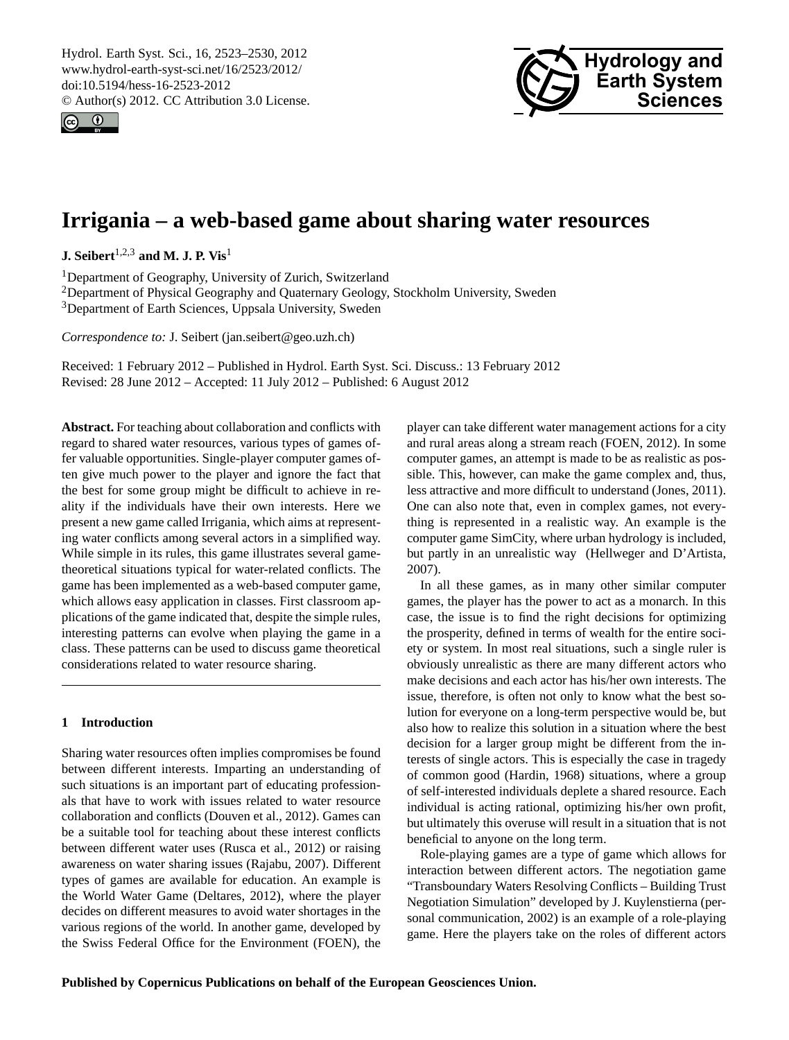# Irrigania – a web-based game about sharing water resources

**J. Seibert**[1,2,3] **and M. J. P. Vis**[1]

[1]Department of Geography, University of Zurich, Switzerland
[2]Department of Physical Geography and Quaternary Geology, Stockholm University, Sweden
[3]Department of Earth Sciences, Uppsala University, Sweden

*Correspondence to:* J. Seibert (jan.seibert@geo.uzh.ch)

Received: 1 February 2012 – Published in Hydrol. Earth Syst. Sci. Discuss.: 13 February 2012
Revised: 28 June 2012 – Accepted: 11 July 2012 – Published: 6 August 2012

**Abstract.** For teaching about collaboration and conflicts with regard to shared water resources, various types of games offer valuable opportunities. Single-player computer games often give much power to the player and ignore the fact that the best for some group might be difficult to achieve in reality if the individuals have their own interests. Here we present a new game called Irrigania, which aims at representing water conflicts among several actors in a simplified way. While simple in its rules, this game illustrates several game-theoretical situations typical for water-related conflicts. The game has been implemented as a web-based computer game, which allows easy application in classes. First classroom applications of the game indicated that, despite the simple rules, interesting patterns can evolve when playing the game in a class. These patterns can be used to discuss game theoretical considerations related to water resource sharing.

## 1 Introduction

Sharing water resources often implies compromises be found between different interests. Imparting an understanding of such situations is an important part of educating professionals that have to work with issues related to water resource collaboration and conflicts (Douven et al., 2012). Games can be a suitable tool for teaching about these interest conflicts between different water uses (Rusca et al., 2012) or raising awareness on water sharing issues (Rajabu, 2007). Different types of games are available for education. An example is the World Water Game (Deltares, 2012), where the player decides on different measures to avoid water shortages in the various regions of the world. In another game, developed by the Swiss Federal Office for the Environment (FOEN), the player can take different water management actions for a city and rural areas along a stream reach (FOEN, 2012). In some computer games, an attempt is made to be as realistic as possible. This, however, can make the game complex and, thus, less attractive and more difficult to understand (Jones, 2011). One can also note that, even in complex games, not everything is represented in a realistic way. An example is the computer game SimCity, where urban hydrology is included, but partly in an unrealistic way (Hellweger and D'Artista, 2007).

In all these games, as in many other similar computer games, the player has the power to act as a monarch. In this case, the issue is to find the right decisions for optimizing the prosperity, defined in terms of wealth for the entire society or system. In most real situations, such a single ruler is obviously unrealistic as there are many different actors who make decisions and each actor has his/her own interests. The issue, therefore, is often not only to know what the best solution for everyone on a long-term perspective would be, but also how to realize this solution in a situation where the best decision for a larger group might be different from the interests of single actors. This is especially the case in tragedy of common good (Hardin, 1968) situations, where a group of self-interested individuals deplete a shared resource. Each individual is acting rational, optimizing his/her own profit, but ultimately this overuse will result in a situation that is not beneficial to anyone on the long term.

Role-playing games are a type of game which allows for interaction between different actors. The negotiation game "Transboundary Waters Resolving Conflicts – Building Trust Negotiation Simulation" developed by J. Kuylenstierna (personal communication, 2002) is an example of a role-playing game. Here the players take on the roles of different actors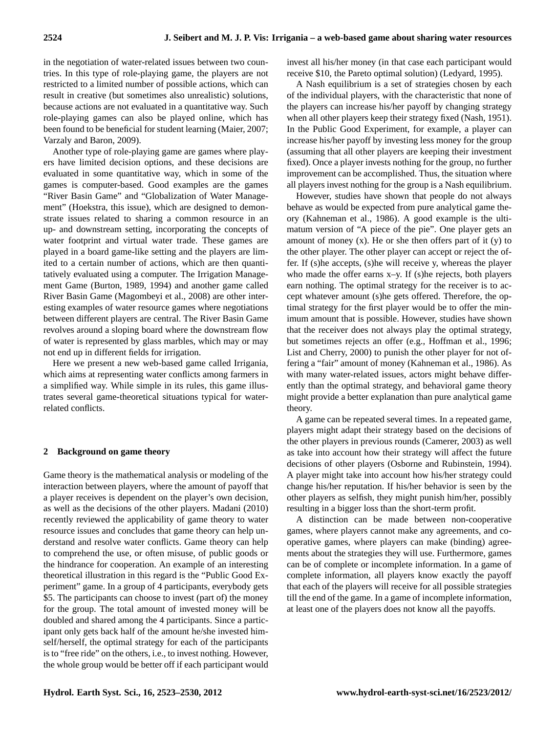in the negotiation of water-related issues between two countries. In this type of role-playing game, the players are not restricted to a limited number of possible actions, which can result in creative (but sometimes also unrealistic) solutions, because actions are not evaluated in a quantitative way. Such role-playing games can also be played online, which has been found to be beneficial for student learning (Maier, 2007; Varzaly and Baron, 2009).

Another type of role-playing game are games where players have limited decision options, and these decisions are evaluated in some quantitative way, which in some of the games is computer-based. Good examples are the games "River Basin Game" and "Globalization of Water Management" (Hoekstra, this issue), which are designed to demonstrate issues related to sharing a common resource in an up- and downstream setting, incorporating the concepts of water footprint and virtual water trade. These games are played in a board game-like setting and the players are limited to a certain number of actions, which are then quantitatively evaluated using a computer. The Irrigation Management Game (Burton, 1989, 1994) and another game called River Basin Game (Magombeyi et al., 2008) are other interesting examples of water resource games where negotiations between different players are central. The River Basin Game revolves around a sloping board where the downstream flow of water is represented by glass marbles, which may or may not end up in different fields for irrigation.

Here we present a new web-based game called Irrigania, which aims at representing water conflicts among farmers in a simplified way. While simple in its rules, this game illustrates several game-theoretical situations typical for water-related conflicts.

## 2 Background on game theory

Game theory is the mathematical analysis or modeling of the interaction between players, where the amount of payoff that a player receives is dependent on the player's own decision, as well as the decisions of the other players. Madani (2010) recently reviewed the applicability of game theory to water resource issues and concludes that game theory can help understand and resolve water conflicts. Game theory can help to comprehend the use, or often misuse, of public goods or the hindrance for cooperation. An example of an interesting theoretical illustration in this regard is the "Public Good Experiment" game. In a group of 4 participants, everybody gets $5. The participants can choose to invest (part of) the money for the group. The total amount of invested money will be doubled and shared among the 4 participants. Since a participant only gets back half of the amount he/she invested himself/herself, the optimal strategy for each of the participants is to "free ride" on the others, i.e., to invest nothing. However, the whole group would be better off if each participant would invest all his/her money (in that case each participant would receive $10, the Pareto optimal solution) (Ledyard, 1995).

A Nash equilibrium is a set of strategies chosen by each of the individual players, with the characteristic that none of the players can increase his/her payoff by changing strategy when all other players keep their strategy fixed (Nash, 1951). In the Public Good Experiment, for example, a player can increase his/her payoff by investing less money for the group (assuming that all other players are keeping their investment fixed). Once a player invests nothing for the group, no further improvement can be accomplished. Thus, the situation where all players invest nothing for the group is a Nash equilibrium.

However, studies have shown that people do not always behave as would be expected from pure analytical game theory (Kahneman et al., 1986). A good example is the ultimatum version of "A piece of the pie". One player gets an amount of money (x). He or she then offers part of it (y) to the other player. The other player can accept or reject the offer. If (s)he accepts, (s)he will receive y, whereas the player who made the offer earns x–y. If (s)he rejects, both players earn nothing. The optimal strategy for the receiver is to accept whatever amount (s)he gets offered. Therefore, the optimal strategy for the first player would be to offer the minimum amount that is possible. However, studies have shown that the receiver does not always play the optimal strategy, but sometimes rejects an offer (e.g., Hoffman et al., 1996; List and Cherry, 2000) to punish the other player for not offering a "fair" amount of money (Kahneman et al., 1986). As with many water-related issues, actors might behave differently than the optimal strategy, and behavioral game theory might provide a better explanation than pure analytical game theory.

A game can be repeated several times. In a repeated game, players might adapt their strategy based on the decisions of the other players in previous rounds (Camerer, 2003) as well as take into account how their strategy will affect the future decisions of other players (Osborne and Rubinstein, 1994). A player might take into account how his/her strategy could change his/her reputation. If his/her behavior is seen by the other players as selfish, they might punish him/her, possibly resulting in a bigger loss than the short-term profit.

A distinction can be made between non-cooperative games, where players cannot make any agreements, and cooperative games, where players can make (binding) agreements about the strategies they will use. Furthermore, games can be of complete or incomplete information. In a game of complete information, all players know exactly the payoff that each of the players will receive for all possible strategies till the end of the game. In a game of incomplete information, at least one of the players does not know all the payoffs.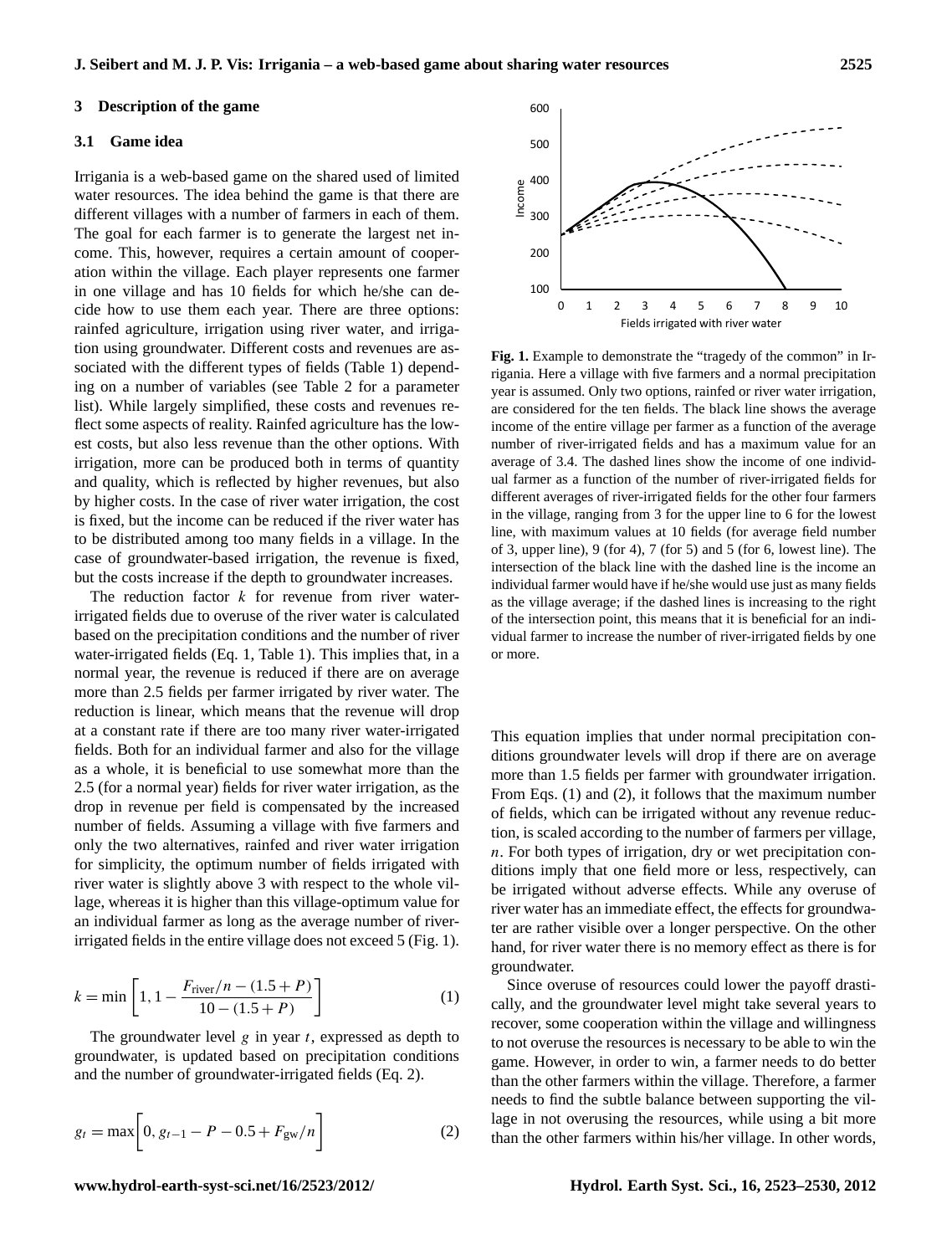## 3 Description of the game

### 3.1 Game idea

Irrigania is a web-based game on the shared used of limited water resources. The idea behind the game is that there are different villages with a number of farmers in each of them. The goal for each farmer is to generate the largest net income. This, however, requires a certain amount of cooperation within the village. Each player represents one farmer in one village and has 10 fields for which he/she can decide how to use them each year. There are three options: rainfed agriculture, irrigation using river water, and irrigation using groundwater. Different costs and revenues are associated with the different types of fields (Table 1) depending on a number of variables (see Table 2 for a parameter list). While largely simplified, these costs and revenues reflect some aspects of reality. Rainfed agriculture has the lowest costs, but also less revenue than the other options. With irrigation, more can be produced both in terms of quantity and quality, which is reflected by higher revenues, but also by higher costs. In the case of river water irrigation, the cost is fixed, but the income can be reduced if the river water has to be distributed among too many fields in a village. In the case of groundwater-based irrigation, the revenue is fixed, but the costs increase if the depth to groundwater increases.

The reduction factor $k$ for revenue from river water-irrigated fields due to overuse of the river water is calculated based on the precipitation conditions and the number of river water-irrigated fields (Eq. 1, Table 1). This implies that, in a normal year, the revenue is reduced if there are on average more than 2.5 fields per farmer irrigated by river water. The reduction is linear, which means that the revenue will drop at a constant rate if there are too many river water-irrigated fields. Both for an individual farmer and also for the village as a whole, it is beneficial to use somewhat more than the 2.5 (for a normal year) fields for river water irrigation, as the drop in revenue per field is compensated by the increased number of fields. Assuming a village with five farmers and only the two alternatives, rainfed and river water irrigation for simplicity, the optimum number of fields irrigated with river water is slightly above 3 with respect to the whole village, whereas it is higher than this village-optimum value for an individual farmer as long as the average number of river-irrigated fields in the entire village does not exceed 5 (Fig. 1).

$$k = \min\left[1, 1 - \frac{F_{\text{river}}/n - (1.5 + P)}{10 - (1.5 + P)}\right] \quad (1)$$

The groundwater level $g$ in year $t$, expressed as depth to groundwater, is updated based on precipitation conditions and the number of groundwater-irrigated fields (Eq. 2).

$$g_t = \max\left[0, g_{t-1} - P - 0.5 + F_{\text{gw}}/n\right] \quad (2)$$

**Fig. 1.** Example to demonstrate the "tragedy of the common" in Irrigania. Here a village with five farmers and a normal precipitation year is assumed. Only two options, rainfed or river water irrigation, are considered for the ten fields. The black line shows the average income of the entire village per farmer as a function of the average number of river-irrigated fields and has a maximum value for an average of 3.4. The dashed lines show the income of one individual farmer as a function of the number of river-irrigated fields for different averages of river-irrigated fields for the other four farmers in the village, ranging from 3 for the upper line to 6 for the lowest line, with maximum values at 10 fields (for average field number of 3, upper line), 9 (for 4), 7 (for 5) and 5 (for 6, lowest line). The intersection of the black line with the dashed line is the income an individual farmer would have if he/she would use just as many fields as the village average; if the dashed lines is increasing to the right of the intersection point, this means that it is beneficial for an individual farmer to increase the number of river-irrigated fields by one or more.

This equation implies that under normal precipitation conditions groundwater levels will drop if there are on average more than 1.5 fields per farmer with groundwater irrigation. From Eqs. (1) and (2), it follows that the maximum number of fields, which can be irrigated without any revenue reduction, is scaled according to the number of farmers per village, $n$. For both types of irrigation, dry or wet precipitation conditions imply that one field more or less, respectively, can be irrigated without adverse effects. While any overuse of river water has an immediate effect, the effects for groundwater are rather visible over a longer perspective. On the other hand, for river water there is no memory effect as there is for groundwater.

Since overuse of resources could lower the payoff drastically, and the groundwater level might take several years to recover, some cooperation within the village and willingness to not overuse the resources is necessary to be able to win the game. However, in order to win, a farmer needs to do better than the other farmers within the village. Therefore, a farmer needs to find the subtle balance between supporting the village in not overusing the resources, while using a bit more than the other farmers within his/her village. In other words,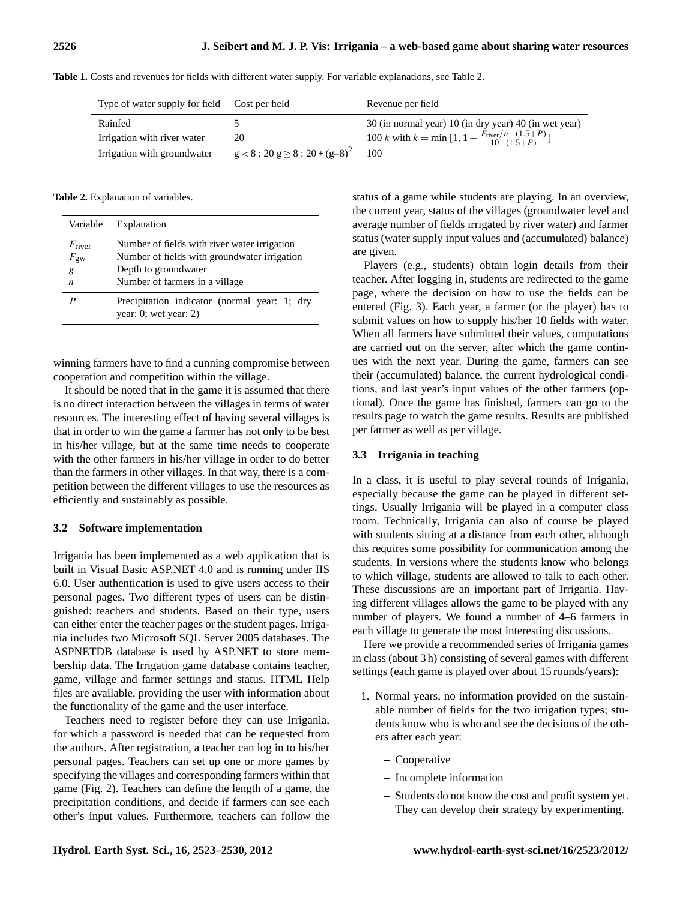**Table 1.** Costs and revenues for fields with different water supply. For variable explanations, see Table 2.

| Type of water supply for field | Cost per field | Revenue per field |
|---|---|---|
| Rainfed | 5 | 30 (in normal year) 10 (in dry year) 40 (in wet year) |
| Irrigation with river water | 20 | 100 $k$ with $k = \min\left[1, 1 - \frac{F_{\text{river}}/n-(1.5+P)}{10-(1.5+P)}\right]$ |
| Irrigation with groundwater | $g < 8 : 20$ $g \geq 8 : 20 + (g–8)^2$ | 100 |

**Table 2.** Explanation of variables.

| Variable | Explanation |
|---|---|
| $F_{\text{river}}$ | Number of fields with river water irrigation |
| $F_{\text{gw}}$ | Number of fields with groundwater irrigation |
| $g$ | Depth to groundwater |
| $n$ | Number of farmers in a village |
| $P$ | Precipitation indicator (normal year: 1; dry year: 0; wet year: 2) |

winning farmers have to find a cunning compromise between cooperation and competition within the village.

It should be noted that in the game it is assumed that there is no direct interaction between the villages in terms of water resources. The interesting effect of having several villages is that in order to win the game a farmer has not only to be best in his/her village, but at the same time needs to cooperate with the other farmers in his/her village in order to do better than the farmers in other villages. In that way, there is a competition between the different villages to use the resources as efficiently and sustainably as possible.

### 3.2 Software implementation

Irrigania has been implemented as a web application that is built in Visual Basic ASP.NET 4.0 and is running under IIS 6.0. User authentication is used to give users access to their personal pages. Two different types of users can be distinguished: teachers and students. Based on their type, users can either enter the teacher pages or the student pages. Irrigania includes two Microsoft SQL Server 2005 databases. The ASPNETDB database is used by ASP.NET to store membership data. The Irrigation game database contains teacher, game, village and farmer settings and status. HTML Help files are available, providing the user with information about the functionality of the game and the user interface.

Teachers need to register before they can use Irrigania, for which a password is needed that can be requested from the authors. After registration, a teacher can log in to his/her personal pages. Teachers can set up one or more games by specifying the villages and corresponding farmers within that game (Fig. 2). Teachers can define the length of a game, the precipitation conditions, and decide if farmers can see each other's input values. Furthermore, teachers can follow the status of a game while students are playing. In an overview, the current year, status of the villages (groundwater level and average number of fields irrigated by river water) and farmer status (water supply input values and (accumulated) balance) are given.

Players (e.g., students) obtain login details from their teacher. After logging in, students are redirected to the game page, where the decision on how to use the fields can be entered (Fig. 3). Each year, a farmer (or the player) has to submit values on how to supply his/her 10 fields with water. When all farmers have submitted their values, computations are carried out on the server, after which the game continues with the next year. During the game, farmers can see their (accumulated) balance, the current hydrological conditions, and last year's input values of the other farmers (optional). Once the game has finished, farmers can go to the results page to watch the game results. Results are published per farmer as well as per village.

### 3.3 Irrigania in teaching

In a class, it is useful to play several rounds of Irrigania, especially because the game can be played in different settings. Usually Irrigania will be played in a computer class room. Technically, Irrigania can also of course be played with students sitting at a distance from each other, although this requires some possibility for communication among the students. In versions where the students know who belongs to which village, students are allowed to talk to each other. These discussions are an important part of Irrigania. Having different villages allows the game to be played with any number of players. We found a number of 4–6 farmers in each village to generate the most interesting discussions.

Here we provide a recommended series of Irrigania games in class (about 3 h) consisting of several games with different settings (each game is played over about 15 rounds/years):

1. Normal years, no information provided on the sustainable number of fields for the two irrigation types; students know who is who and see the decisions of the others after each year:
   - Cooperative
   - Incomplete information
   - Students do not know the cost and profit system yet. They can develop their strategy by experimenting.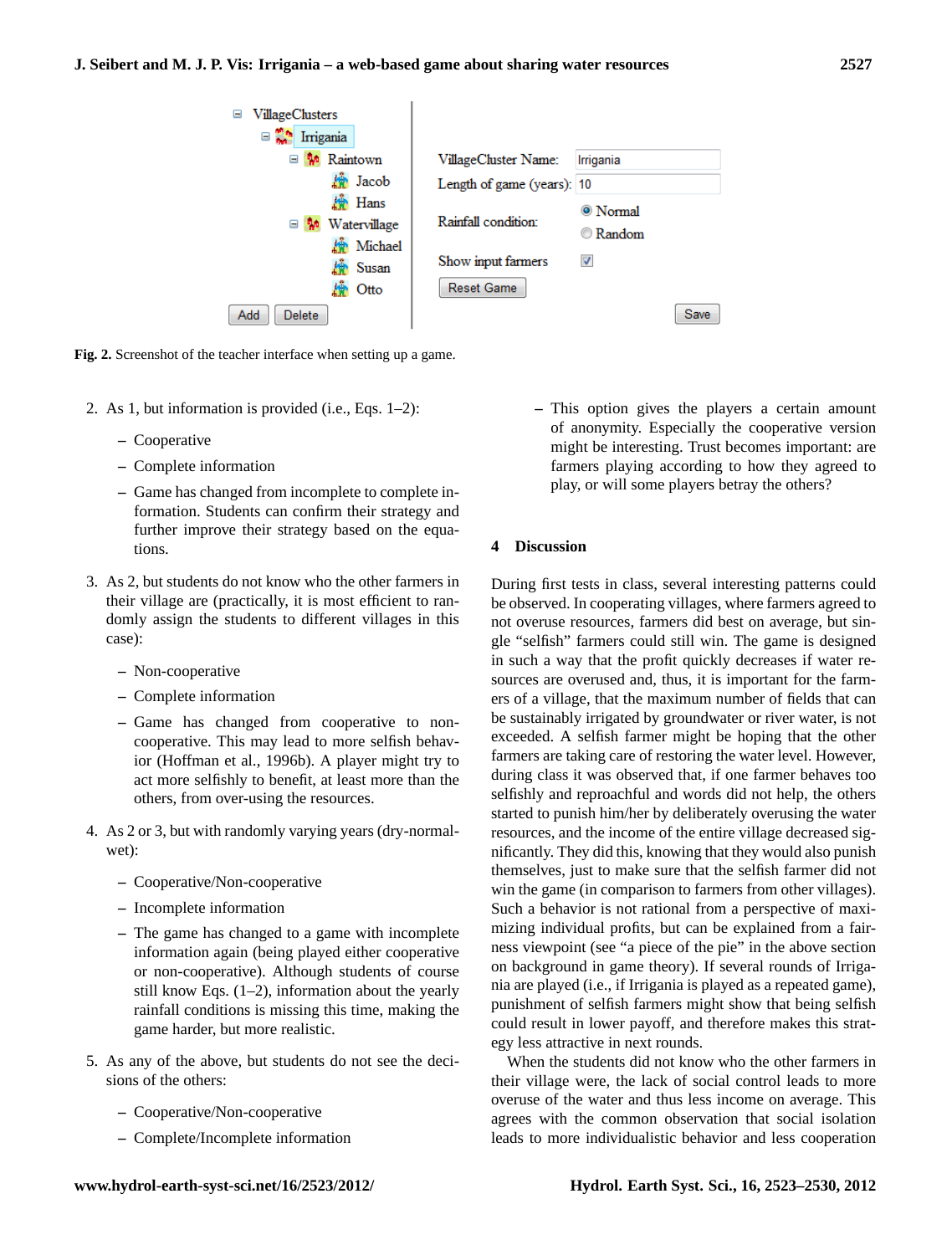VillageClusters
Irrigania
Raintown
Jacob
Hans
Watervillage
Michael
Susan
Otto
Add Delete

VillageCluster Name: Irrigania
Length of game (years): 10
Rainfall condition: Normal Random
Show input farmers
Reset Game
Save

**Fig. 2.** Screenshot of the teacher interface when setting up a game.

2. As 1, but information is provided (i.e., Eqs. 1–2):
   - Cooperative
   - Complete information
   - Game has changed from incomplete to complete information. Students can confirm their strategy and further improve their strategy based on the equations.

3. As 2, but students do not know who the other farmers in their village are (practically, it is most efficient to randomly assign the students to different villages in this case):
   - Non-cooperative
   - Complete information
   - Game has changed from cooperative to non-cooperative. This may lead to more selfish behavior (Hoffman et al., 1996b). A player might try to act more selfishly to benefit, at least more than the others, from over-using the resources.

4. As 2 or 3, but with randomly varying years (dry-normal-wet):
   - Cooperative/Non-cooperative
   - Incomplete information
   - The game has changed to a game with incomplete information again (being played either cooperative or non-cooperative). Although students of course still know Eqs. (1–2), information about the yearly rainfall conditions is missing this time, making the game harder, but more realistic.

5. As any of the above, but students do not see the decisions of the others:
   - Cooperative/Non-cooperative
   - Complete/Incomplete information
   - This option gives the players a certain amount of anonymity. Especially the cooperative version might be interesting. Trust becomes important: are farmers playing according to how they agreed to play, or will some players betray the others?

## 4 Discussion

During first tests in class, several interesting patterns could be observed. In cooperating villages, where farmers agreed to not overuse resources, farmers did best on average, but single "selfish" farmers could still win. The game is designed in such a way that the profit quickly decreases if water resources are overused and, thus, it is important for the farmers of a village, that the maximum number of fields that can be sustainably irrigated by groundwater or river water, is not exceeded. A selfish farmer might be hoping that the other farmers are taking care of restoring the water level. However, during class it was observed that, if one farmer behaves too selfishly and reproachful and words did not help, the others started to punish him/her by deliberately overusing the water resources, and the income of the entire village decreased significantly. They did this, knowing that they would also punish themselves, just to make sure that the selfish farmer did not win the game (in comparison to farmers from other villages). Such a behavior is not rational from a perspective of maximizing individual profits, but can be explained from a fairness viewpoint (see "a piece of the pie" in the above section on background in game theory). If several rounds of Irrigania are played (i.e., if Irrigania is played as a repeated game), punishment of selfish farmers might show that being selfish could result in lower payoff, and therefore makes this strategy less attractive in next rounds.

When the students did not know who the other farmers in their village were, the lack of social control leads to more overuse of the water and thus less income on average. This agrees with the common observation that social isolation leads to more individualistic behavior and less cooperation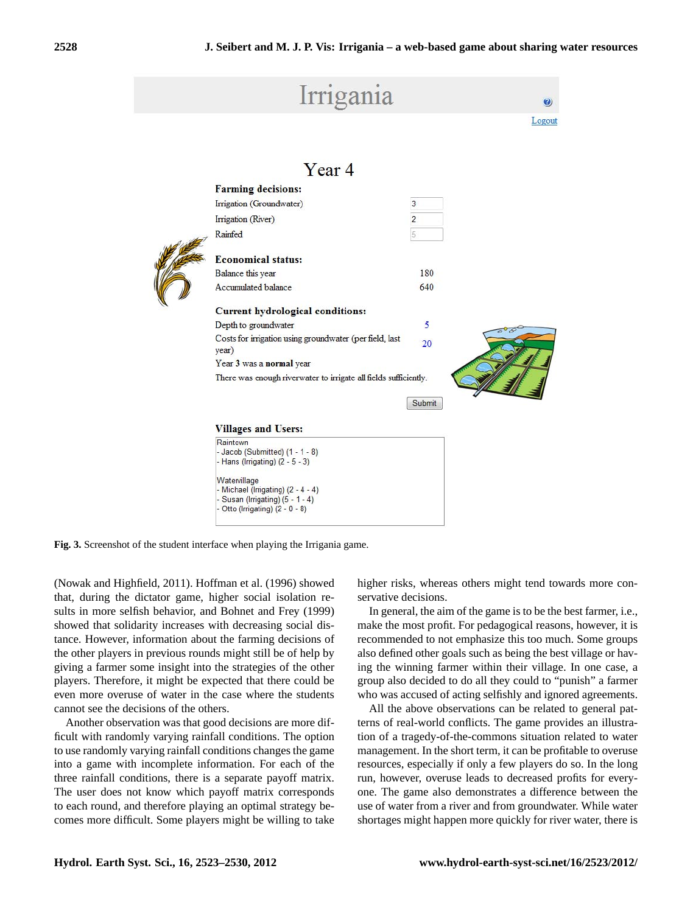Irrigania

Logout

Year 4

Farming decisions:

Irrigation (Groundwater) 3

Irrigation (River) 2

Rainfed 5

Economical status:

Balance this year 180

Accumulated balance 640

Current hydrological conditions:

Depth to groundwater 5

Costs for irrigation using groundwater (per field, last year) 20

Year 3 was a **normal** year

There was enough riverwater to irrigate all fields sufficiently.

Submit

Villages and Users:

Raintown
- Jacob (Submitted) (1 - 1 - 8)
- Hans (Irrigating) (2 - 5 - 3)

Watervillage
- Michael (Irrigating) (2 - 4 - 4)
- Susan (Irrigating) (5 - 1 - 4)
- Otto (Irrigating) (2 - 0 - 8)

**Fig. 3.** Screenshot of the student interface when playing the Irrigania game.

(Nowak and Highfield, 2011). Hoffman et al. (1996) showed that, during the dictator game, higher social isolation results in more selfish behavior, and Bohnet and Frey (1999) showed that solidarity increases with decreasing social distance. However, information about the farming decisions of the other players in previous rounds might still be of help by giving a farmer some insight into the strategies of the other players. Therefore, it might be expected that there could be even more overuse of water in the case where the students cannot see the decisions of the others.

Another observation was that good decisions are more difficult with randomly varying rainfall conditions. The option to use randomly varying rainfall conditions changes the game into a game with incomplete information. For each of the three rainfall conditions, there is a separate payoff matrix. The user does not know which payoff matrix corresponds to each round, and therefore playing an optimal strategy becomes more difficult. Some players might be willing to take higher risks, whereas others might tend towards more conservative decisions.

In general, the aim of the game is to be the best farmer, i.e., make the most profit. For pedagogical reasons, however, it is recommended to not emphasize this too much. Some groups also defined other goals such as being the best village or having the winning farmer within their village. In one case, a group also decided to do all they could to "punish" a farmer who was accused of acting selfishly and ignored agreements.

All the above observations can be related to general patterns of real-world conflicts. The game provides an illustration of a tragedy-of-the-commons situation related to water management. In the short term, it can be profitable to overuse resources, especially if only a few players do so. In the long run, however, overuse leads to decreased profits for everyone. The game also demonstrates a difference between the use of water from a river and from groundwater. While water shortages might happen more quickly for river water, there is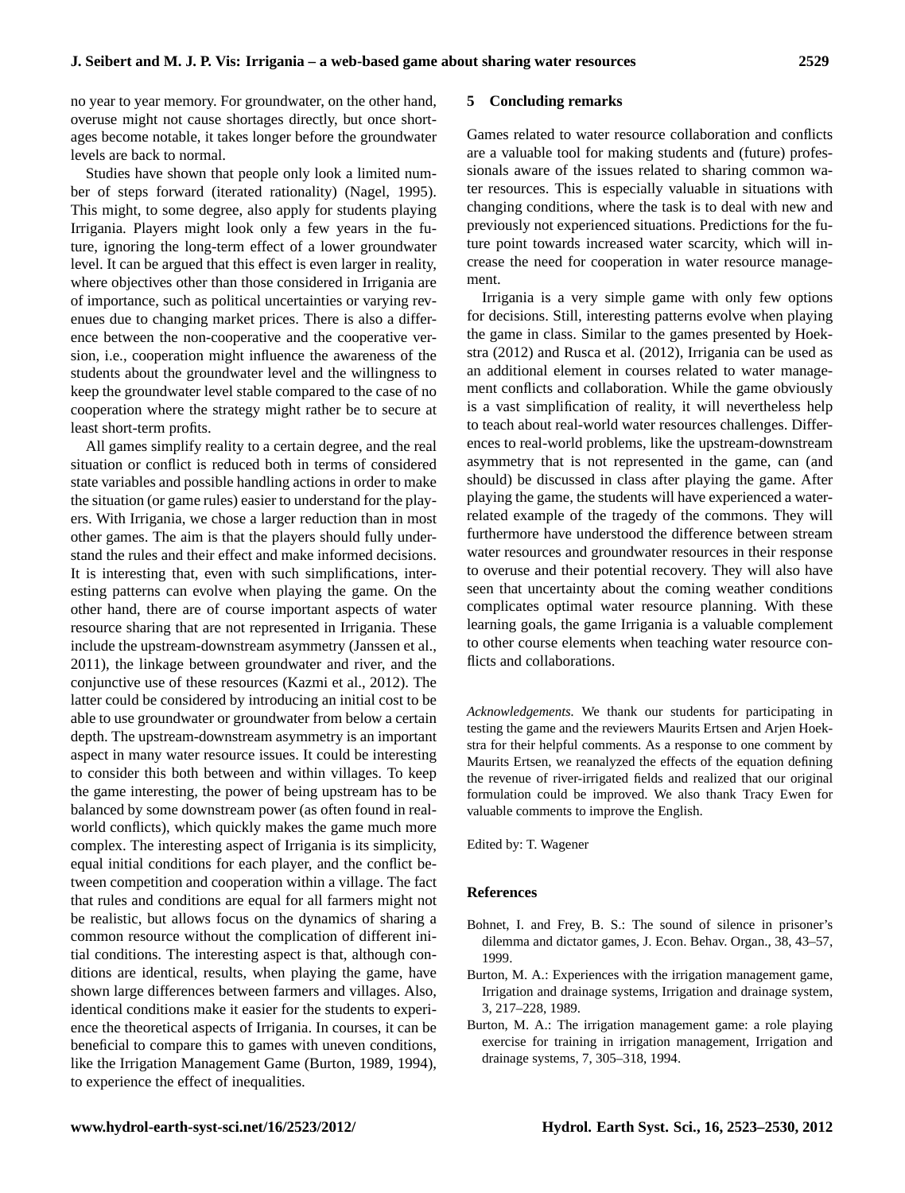no year to year memory. For groundwater, on the other hand, overuse might not cause shortages directly, but once shortages become notable, it takes longer before the groundwater levels are back to normal.

Studies have shown that people only look a limited number of steps forward (iterated rationality) (Nagel, 1995). This might, to some degree, also apply for students playing Irrigania. Players might look only a few years in the future, ignoring the long-term effect of a lower groundwater level. It can be argued that this effect is even larger in reality, where objectives other than those considered in Irrigania are of importance, such as political uncertainties or varying revenues due to changing market prices. There is also a difference between the non-cooperative and the cooperative version, i.e., cooperation might influence the awareness of the students about the groundwater level and the willingness to keep the groundwater level stable compared to the case of no cooperation where the strategy might rather be to secure at least short-term profits.

All games simplify reality to a certain degree, and the real situation or conflict is reduced both in terms of considered state variables and possible handling actions in order to make the situation (or game rules) easier to understand for the players. With Irrigania, we chose a larger reduction than in most other games. The aim is that the players should fully understand the rules and their effect and make informed decisions. It is interesting that, even with such simplifications, interesting patterns can evolve when playing the game. On the other hand, there are of course important aspects of water resource sharing that are not represented in Irrigania. These include the upstream-downstream asymmetry (Janssen et al., 2011), the linkage between groundwater and river, and the conjunctive use of these resources (Kazmi et al., 2012). The latter could be considered by introducing an initial cost to be able to use groundwater or groundwater from below a certain depth. The upstream-downstream asymmetry is an important aspect in many water resource issues. It could be interesting to consider this both between and within villages. To keep the game interesting, the power of being upstream has to be balanced by some downstream power (as often found in real-world conflicts), which quickly makes the game much more complex. The interesting aspect of Irrigania is its simplicity, equal initial conditions for each player, and the conflict between competition and cooperation within a village. The fact that rules and conditions are equal for all farmers might not be realistic, but allows focus on the dynamics of sharing a common resource without the complication of different initial conditions. The interesting aspect is that, although conditions are identical, results, when playing the game, have shown large differences between farmers and villages. Also, identical conditions make it easier for the students to experience the theoretical aspects of Irrigania. In courses, it can be beneficial to compare this to games with uneven conditions, like the Irrigation Management Game (Burton, 1989, 1994), to experience the effect of inequalities.

## 5 Concluding remarks

Games related to water resource collaboration and conflicts are a valuable tool for making students and (future) professionals aware of the issues related to sharing common water resources. This is especially valuable in situations with changing conditions, where the task is to deal with new and previously not experienced situations. Predictions for the future point towards increased water scarcity, which will increase the need for cooperation in water resource management.

Irrigania is a very simple game with only few options for decisions. Still, interesting patterns evolve when playing the game in class. Similar to the games presented by Hoekstra (2012) and Rusca et al. (2012), Irrigania can be used as an additional element in courses related to water management conflicts and collaboration. While the game obviously is a vast simplification of reality, it will nevertheless help to teach about real-world water resources challenges. Differences to real-world problems, like the upstream-downstream asymmetry that is not represented in the game, can (and should) be discussed in class after playing the game. After playing the game, the students will have experienced a water-related example of the tragedy of the commons. They will furthermore have understood the difference between stream water resources and groundwater resources in their response to overuse and their potential recovery. They will also have seen that uncertainty about the coming weather conditions complicates optimal water resource planning. With these learning goals, the game Irrigania is a valuable complement to other course elements when teaching water resource conflicts and collaborations.

*Acknowledgements.* We thank our students for participating in testing the game and the reviewers Maurits Ertsen and Arjen Hoekstra for their helpful comments. As a response to one comment by Maurits Ertsen, we reanalyzed the effects of the equation defining the revenue of river-irrigated fields and realized that our original formulation could be improved. We also thank Tracy Ewen for valuable comments to improve the English.

Edited by: T. Wagener

## References

Bohnet, I. and Frey, B. S.: The sound of silence in prisoner's dilemma and dictator games, J. Econ. Behav. Organ., 38, 43–57, 1999.

Burton, M. A.: Experiences with the irrigation management game, Irrigation and drainage systems, Irrigation and drainage system, 3, 217–228, 1989.

Burton, M. A.: The irrigation management game: a role playing exercise for training in irrigation management, Irrigation and drainage systems, 7, 305–318, 1994.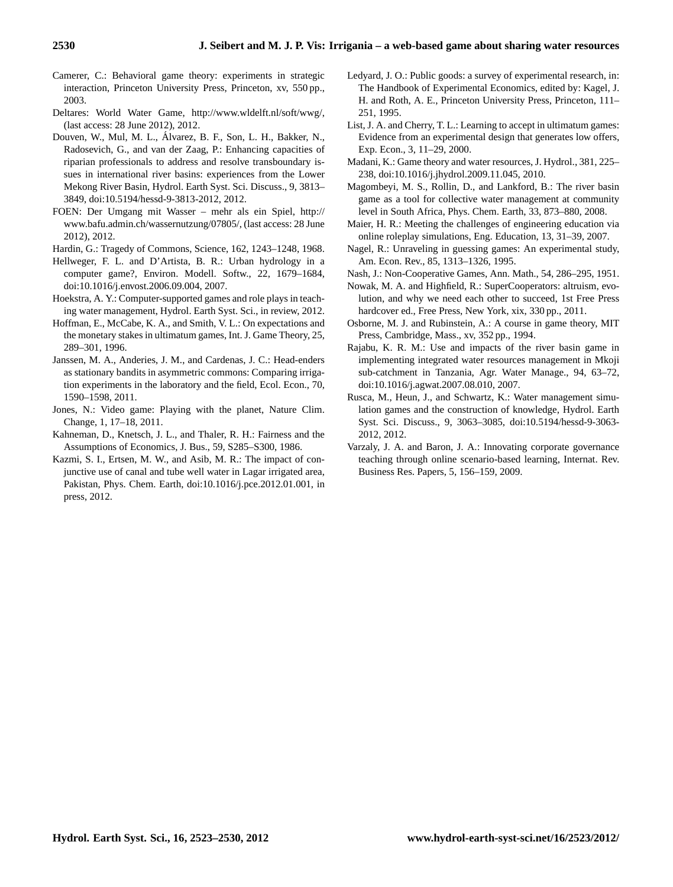Camerer, C.: Behavioral game theory: experiments in strategic interaction, Princeton University Press, Princeton, xv, 550 pp., 2003.

Deltares: World Water Game, http://www.wldelft.nl/soft/wwg/, (last access: 28 June 2012), 2012.

Douven, W., Mul, M. L., Álvarez, B. F., Son, L. H., Bakker, N., Radosevich, G., and van der Zaag, P.: Enhancing capacities of riparian professionals to address and resolve transboundary issues in international river basins: experiences from the Lower Mekong River Basin, Hydrol. Earth Syst. Sci. Discuss., 9, 3813–3849, doi:10.5194/hessd-9-3813-2012, 2012.

FOEN: Der Umgang mit Wasser – mehr als ein Spiel, http://www.bafu.admin.ch/wassernutzung/07805/, (last access: 28 June 2012), 2012.

Hardin, G.: Tragedy of Commons, Science, 162, 1243–1248, 1968.

Hellweger, F. L. and D'Artista, B. R.: Urban hydrology in a computer game?, Environ. Modell. Softw., 22, 1679–1684, doi:10.1016/j.envost.2006.09.004, 2007.

Hoekstra, A. Y.: Computer-supported games and role plays in teaching water management, Hydrol. Earth Syst. Sci., in review, 2012.

Hoffman, E., McCabe, K. A., and Smith, V. L.: On expectations and the monetary stakes in ultimatum games, Int. J. Game Theory, 25, 289–301, 1996.

Janssen, M. A., Anderies, J. M., and Cardenas, J. C.: Head-enders as stationary bandits in asymmetric commons: Comparing irrigation experiments in the laboratory and the field, Ecol. Econ., 70, 1590–1598, 2011.

Jones, N.: Video game: Playing with the planet, Nature Clim. Change, 1, 17–18, 2011.

Kahneman, D., Knetsch, J. L., and Thaler, R. H.: Fairness and the Assumptions of Economics, J. Bus., 59, S285–S300, 1986.

Kazmi, S. I., Ertsen, M. W., and Asib, M. R.: The impact of conjunctive use of canal and tube well water in Lagar irrigated area, Pakistan, Phys. Chem. Earth, doi:10.1016/j.pce.2012.01.001, in press, 2012.

Ledyard, J. O.: Public goods: a survey of experimental research, in: The Handbook of Experimental Economics, edited by: Kagel, J. H. and Roth, A. E., Princeton University Press, Princeton, 111–251, 1995.

List, J. A. and Cherry, T. L.: Learning to accept in ultimatum games: Evidence from an experimental design that generates low offers, Exp. Econ., 3, 11–29, 2000.

Madani, K.: Game theory and water resources, J. Hydrol., 381, 225–238, doi:10.1016/j.jhydrol.2009.11.045, 2010.

Magombeyi, M. S., Rollin, D., and Lankford, B.: The river basin game as a tool for collective water management at community level in South Africa, Phys. Chem. Earth, 33, 873–880, 2008.

Maier, H. R.: Meeting the challenges of engineering education via online roleplay simulations, Eng. Education, 13, 31–39, 2007.

Nagel, R.: Unraveling in guessing games: An experimental study, Am. Econ. Rev., 85, 1313–1326, 1995.

Nash, J.: Non-Cooperative Games, Ann. Math., 54, 286–295, 1951.

Nowak, M. A. and Highfield, R.: SuperCooperators: altruism, evolution, and why we need each other to succeed, 1st Free Press hardcover ed., Free Press, New York, xix, 330 pp., 2011.

Osborne, M. J. and Rubinstein, A.: A course in game theory, MIT Press, Cambridge, Mass., xv, 352 pp., 1994.

Rajabu, K. R. M.: Use and impacts of the river basin game in implementing integrated water resources management in Mkoji sub-catchment in Tanzania, Agr. Water Manage., 94, 63–72, doi:10.1016/j.agwat.2007.08.010, 2007.

Rusca, M., Heun, J., and Schwartz, K.: Water management simulation games and the construction of knowledge, Hydrol. Earth Syst. Sci. Discuss., 9, 3063–3085, doi:10.5194/hessd-9-3063-2012, 2012.

Varzaly, J. A. and Baron, J. A.: Innovating corporate governance teaching through online scenario-based learning, Internat. Rev. Business Res. Papers, 5, 156–159, 2009.